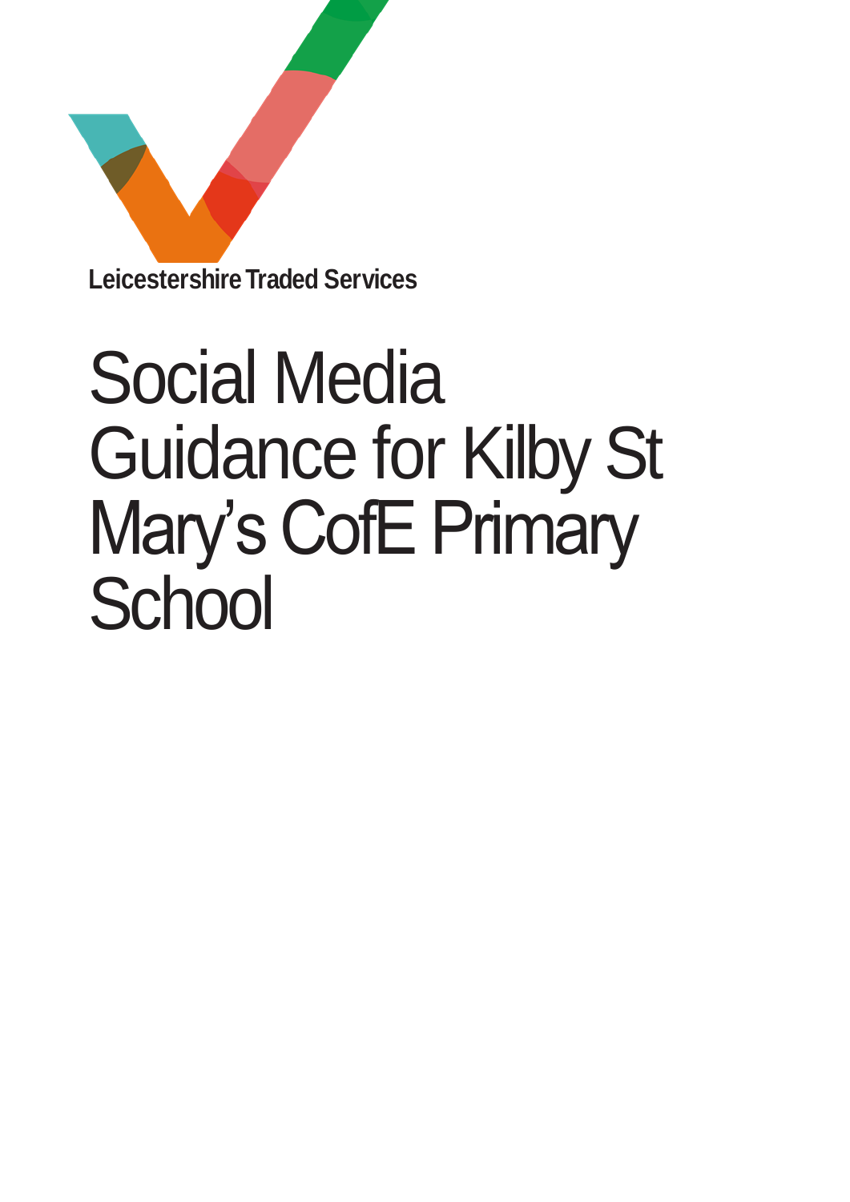Leicestershire Traded Services

# Social Media Guidance for Kilby St Mary's CofE Primary School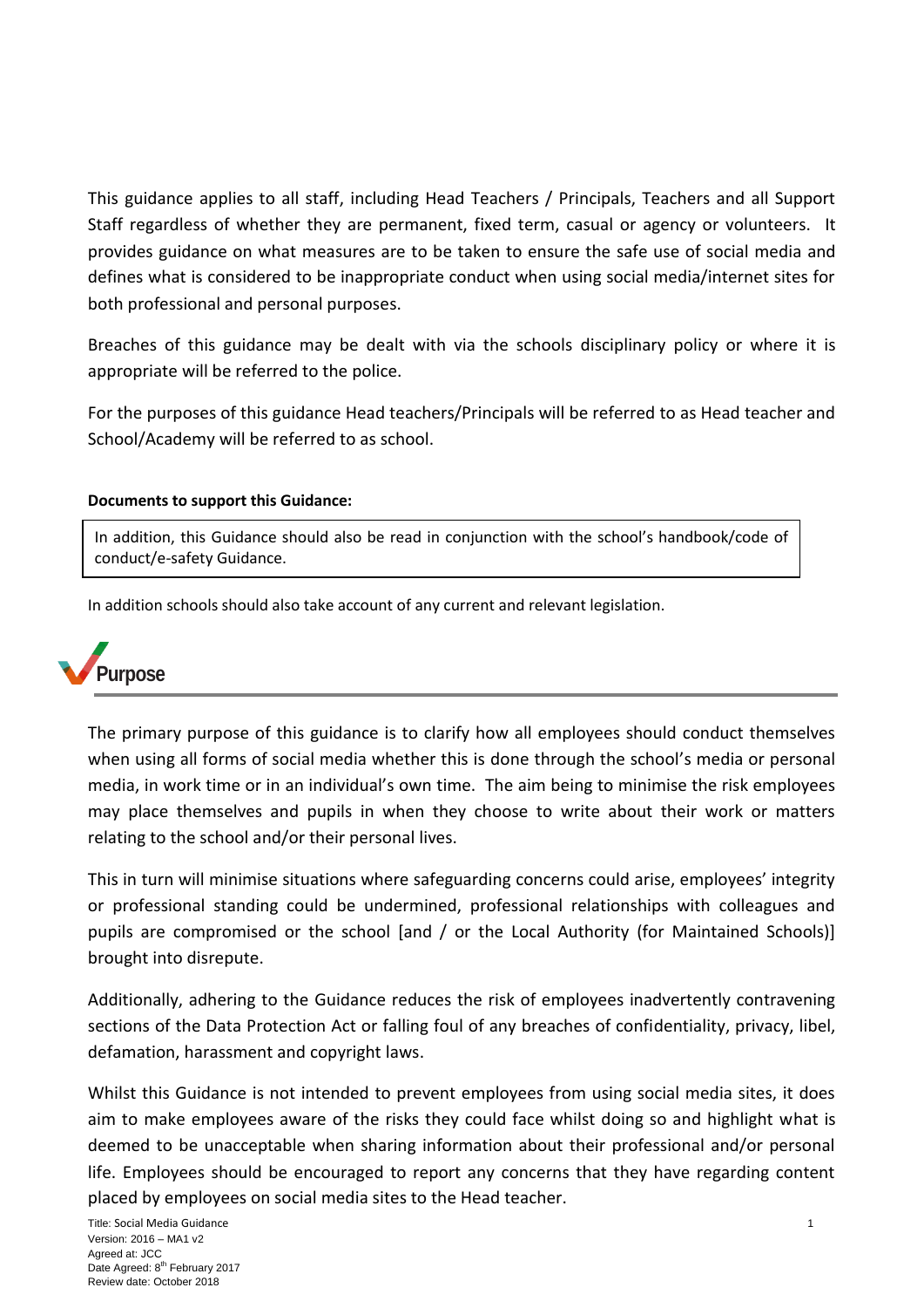This guidance applies to all staff, including Head Teachers / Principals, Teachers and all Support Staff regardless of whether they are permanent, fixed term, casual or agency or volunteers. It provides guidance on what measures are to be taken to ensure the safe use of social media and defines what is considered to be inappropriate conduct when using social media/internet sites for both professional and personal purposes.

Breaches of this guidance may be dealt with via the schools disciplinary policy or where it is appropriate will be referred to the police.

For the purposes of this guidance Head teachers/Principals will be referred to as Head teacher and School/Academy will be referred to as school.

**Documents to support this Guidance:**

In addition, this Guidance should also be read in conjunction with the school's handbook/code of conduct/e-safety Guidance.

In addition schools should also take account of any current and relevant legislation.

## Purpose

The primary purpose of this guidance is to clarify how all employees should conduct themselves when using all forms of social media whether this is done through the school's media or personal media, in work time or in an individual's own time. The aim being to minimise the risk employees may place themselves and pupils in when they choose to write about their work or matters relating to the school and/or their personal lives.

This in turn will minimise situations where safeguarding concerns could arise, employees' integrity or professional standing could be undermined, professional relationships with colleagues and pupils are compromised or the school [and / or the Local Authority (for Maintained Schools)] brought into disrepute.

Additionally, adhering to the Guidance reduces the risk of employees inadvertently contravening sections of the Data Protection Act or falling foul of any breaches of confidentiality, privacy, libel, defamation, harassment and copyright laws.

Whilst this Guidance is not intended to prevent employees from using social media sites, it does aim to make employees aware of the risks they could face whilst doing so and highlight what is deemed to be unacceptable when sharing information about their professional and/or personal life. Employees should be encouraged to report any concerns that they have regarding content placed by employees on social media sites to the Head teacher.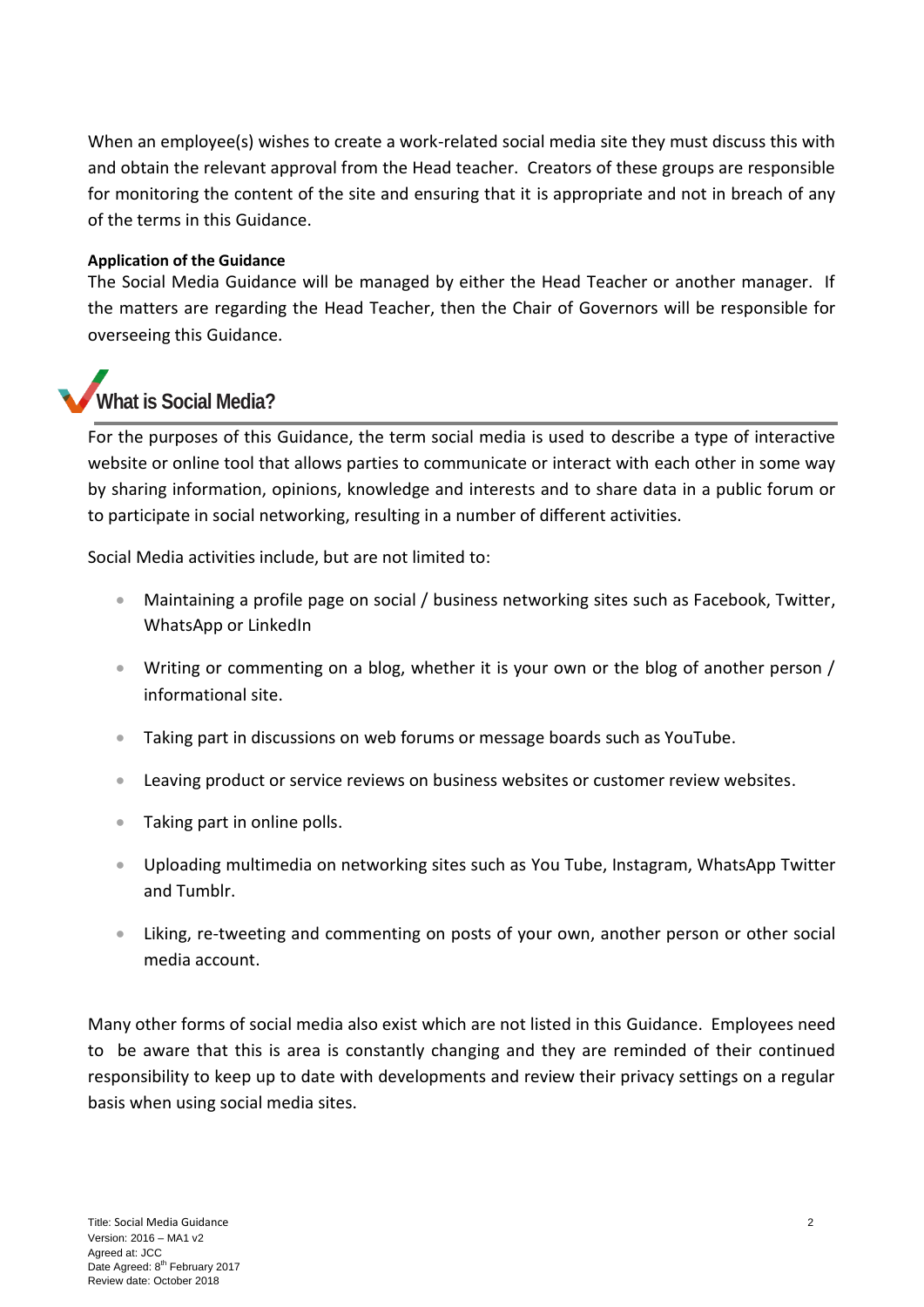When an employee(s) wishes to create a work-related social media site they must discuss this with and obtain the relevant approval from the Head teacher. Creators of these groups are responsible for monitoring the content of the site and ensuring that it is appropriate and not in breach of any of the terms in this Guidance.

**Application of the Guidance**

The Social Media Guidance will be managed by either the Head Teacher or another manager. If the matters are regarding the Head Teacher, then the Chair of Governors will be responsible for overseeing this Guidance.

## What is Social Media?

For the purposes of this Guidance, the term social media is used to describe a type of interactive website or online tool that allows parties to communicate or interact with each other in some way by sharing information, opinions, knowledge and interests and to share data in a public forum or to participate in social networking, resulting in a number of different activities.

Social Media activities include, but are not limited to:

- Maintaining a profile page on social / business networking sites such as Facebook, Twitter, WhatsApp or LinkedIn
- Writing or commenting on a blog, whether it is your own or the blog of another person / informational site.
- Taking part in discussions on web forums or message boards such as YouTube.
- Leaving product or service reviews on business websites or customer review websites.
- Taking part in online polls.
- Uploading multimedia on networking sites such as You Tube, Instagram, WhatsApp Twitter and Tumblr.
- Liking, re-tweeting and commenting on posts of your own, another person or other social media account.

Many other forms of social media also exist which are not listed in this Guidance. Employees need to be aware that this is area is constantly changing and they are reminded of their continued responsibility to keep up to date with developments and review their privacy settings on a regular basis when using social media sites.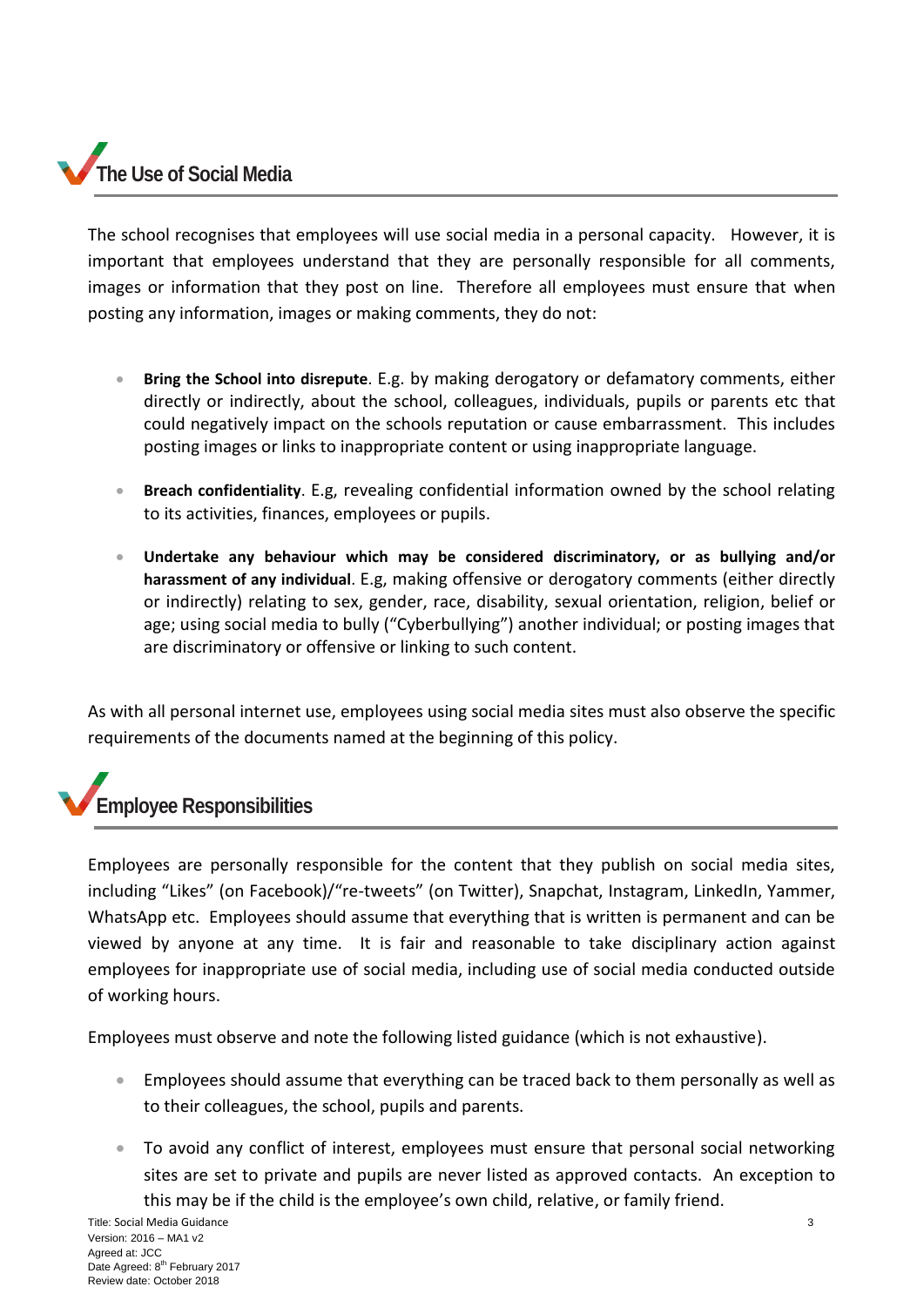## The Use of Social Media

The school recognises that employees will use social media in a personal capacity. However, it is important that employees understand that they are personally responsible for all comments, images or information that they post on line. Therefore all employees must ensure that when posting any information, images or making comments, they do not:

- **Bring the School into disrepute**. E.g. by making derogatory or defamatory comments, either directly or indirectly, about the school, colleagues, individuals, pupils or parents etc that could negatively impact on the schools reputation or cause embarrassment. This includes posting images or links to inappropriate content or using inappropriate language.

- **Breach confidentiality**. E.g, revealing confidential information owned by the school relating to its activities, finances, employees or pupils.

- **Undertake any behaviour which may be considered discriminatory, or as bullying and/or harassment of any individual**. E.g, making offensive or derogatory comments (either directly or indirectly) relating to sex, gender, race, disability, sexual orientation, religion, belief or age; using social media to bully ("Cyberbullying") another individual; or posting images that are discriminatory or offensive or linking to such content.

As with all personal internet use, employees using social media sites must also observe the specific requirements of the documents named at the beginning of this policy.

## Employee Responsibilities

Employees are personally responsible for the content that they publish on social media sites, including "Likes" (on Facebook)/"re-tweets" (on Twitter), Snapchat, Instagram, LinkedIn, Yammer, WhatsApp etc. Employees should assume that everything that is written is permanent and can be viewed by anyone at any time. It is fair and reasonable to take disciplinary action against employees for inappropriate use of social media, including use of social media conducted outside of working hours.

Employees must observe and note the following listed guidance (which is not exhaustive).

- Employees should assume that everything can be traced back to them personally as well as to their colleagues, the school, pupils and parents.

- To avoid any conflict of interest, employees must ensure that personal social networking sites are set to private and pupils are never listed as approved contacts. An exception to this may be if the child is the employee's own child, relative, or family friend.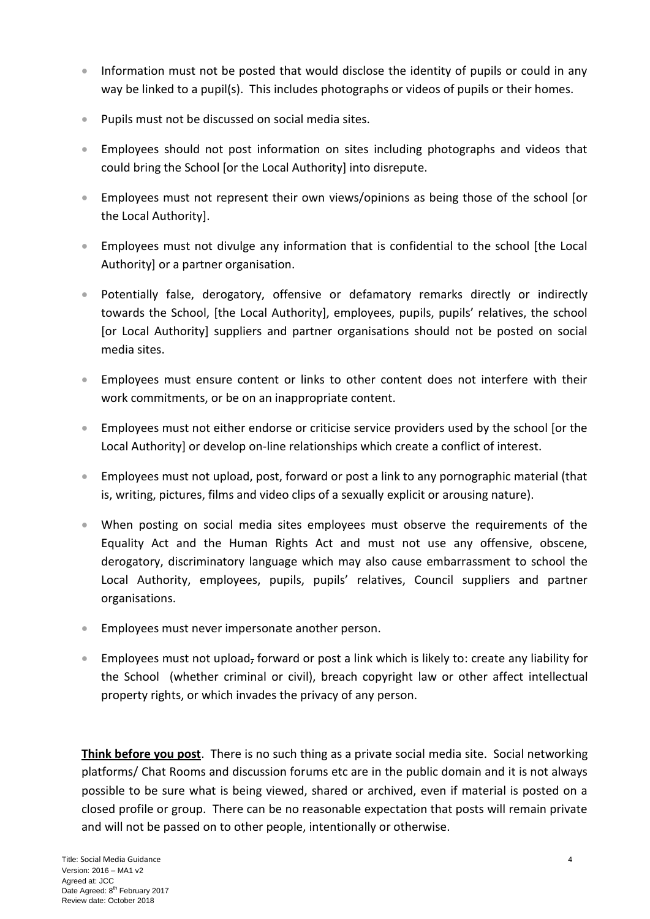- Information must not be posted that would disclose the identity of pupils or could in any way be linked to a pupil(s). This includes photographs or videos of pupils or their homes.
- Pupils must not be discussed on social media sites.
- Employees should not post information on sites including photographs and videos that could bring the School [or the Local Authority] into disrepute.
- Employees must not represent their own views/opinions as being those of the school [or the Local Authority].
- Employees must not divulge any information that is confidential to the school [the Local Authority] or a partner organisation.
- Potentially false, derogatory, offensive or defamatory remarks directly or indirectly towards the School, [the Local Authority], employees, pupils, pupils' relatives, the school [or Local Authority] suppliers and partner organisations should not be posted on social media sites.
- Employees must ensure content or links to other content does not interfere with their work commitments, or be on an inappropriate content.
- Employees must not either endorse or criticise service providers used by the school [or the Local Authority] or develop on-line relationships which create a conflict of interest.
- Employees must not upload, post, forward or post a link to any pornographic material (that is, writing, pictures, films and video clips of a sexually explicit or arousing nature).
- When posting on social media sites employees must observe the requirements of the Equality Act and the Human Rights Act and must not use any offensive, obscene, derogatory, discriminatory language which may also cause embarrassment to school the Local Authority, employees, pupils, pupils' relatives, Council suppliers and partner organisations.
- Employees must never impersonate another person.
- Employees must not upload, forward or post a link which is likely to: create any liability for the School (whether criminal or civil), breach copyright law or other affect intellectual property rights, or which invades the privacy of any person.

**Think before you post**. There is no such thing as a private social media site. Social networking platforms/ Chat Rooms and discussion forums etc are in the public domain and it is not always possible to be sure what is being viewed, shared or archived, even if material is posted on a closed profile or group. There can be no reasonable expectation that posts will remain private and will not be passed on to other people, intentionally or otherwise.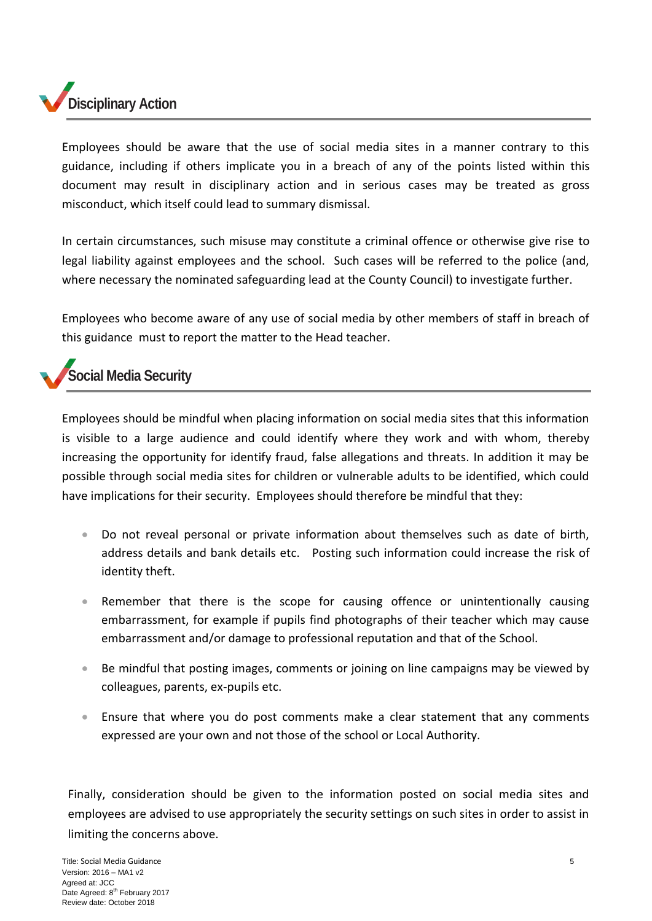## Disciplinary Action

Employees should be aware that the use of social media sites in a manner contrary to this guidance, including if others implicate you in a breach of any of the points listed within this document may result in disciplinary action and in serious cases may be treated as gross misconduct, which itself could lead to summary dismissal.

In certain circumstances, such misuse may constitute a criminal offence or otherwise give rise to legal liability against employees and the school. Such cases will be referred to the police (and, where necessary the nominated safeguarding lead at the County Council) to investigate further.

Employees who become aware of any use of social media by other members of staff in breach of this guidance must to report the matter to the Head teacher.

## Social Media Security

Employees should be mindful when placing information on social media sites that this information is visible to a large audience and could identify where they work and with whom, thereby increasing the opportunity for identify fraud, false allegations and threats. In addition it may be possible through social media sites for children or vulnerable adults to be identified, which could have implications for their security. Employees should therefore be mindful that they:

- Do not reveal personal or private information about themselves such as date of birth, address details and bank details etc. Posting such information could increase the risk of identity theft.
- Remember that there is the scope for causing offence or unintentionally causing embarrassment, for example if pupils find photographs of their teacher which may cause embarrassment and/or damage to professional reputation and that of the School.
- Be mindful that posting images, comments or joining on line campaigns may be viewed by colleagues, parents, ex-pupils etc.
- Ensure that where you do post comments make a clear statement that any comments expressed are your own and not those of the school or Local Authority.

Finally, consideration should be given to the information posted on social media sites and employees are advised to use appropriately the security settings on such sites in order to assist in limiting the concerns above.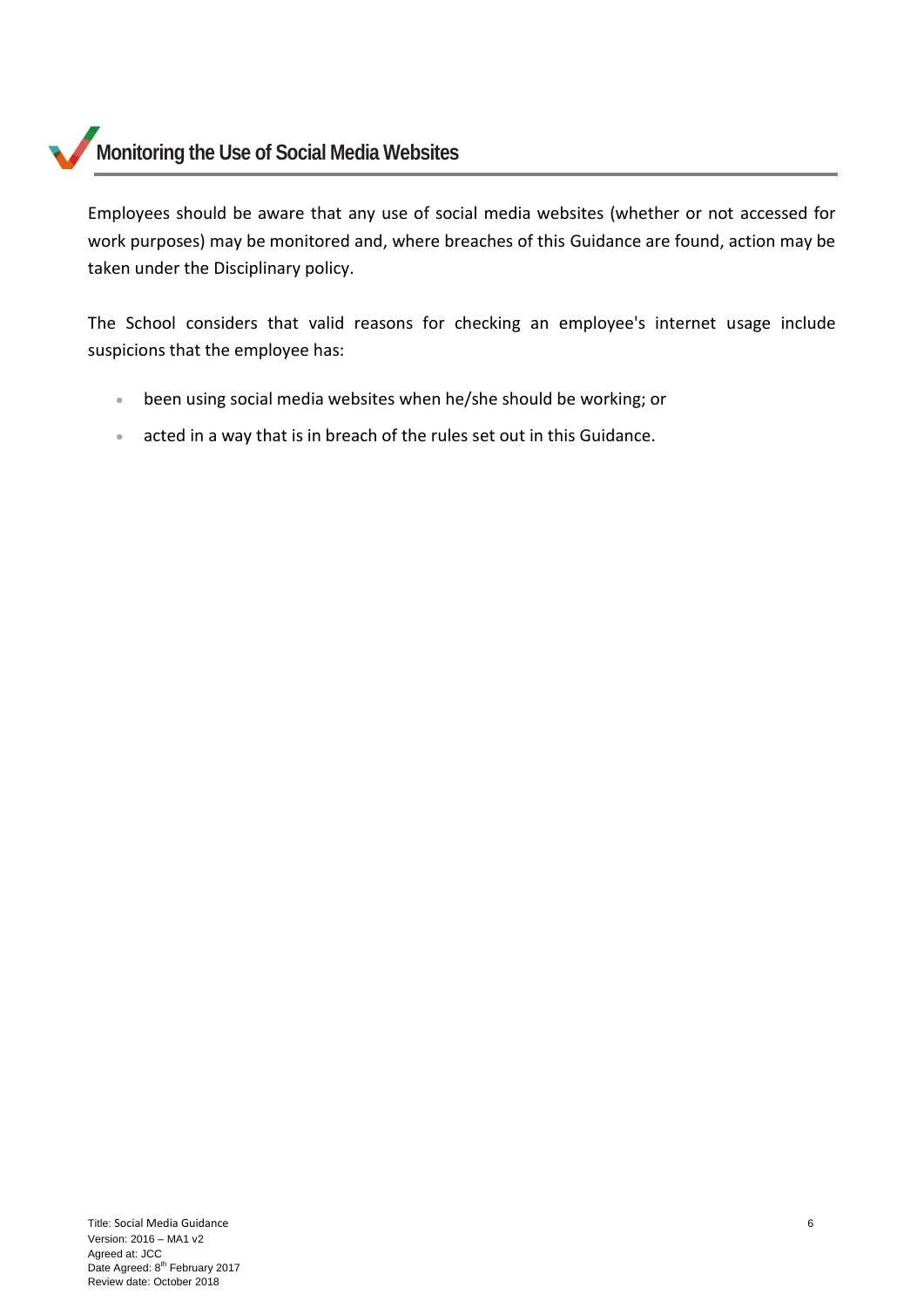## Monitoring the Use of Social Media Websites

Employees should be aware that any use of social media websites (whether or not accessed for work purposes) may be monitored and, where breaches of this Guidance are found, action may be taken under the Disciplinary policy.

The School considers that valid reasons for checking an employee's internet usage include suspicions that the employee has:

- been using social media websites when he/she should be working; or
- acted in a way that is in breach of the rules set out in this Guidance.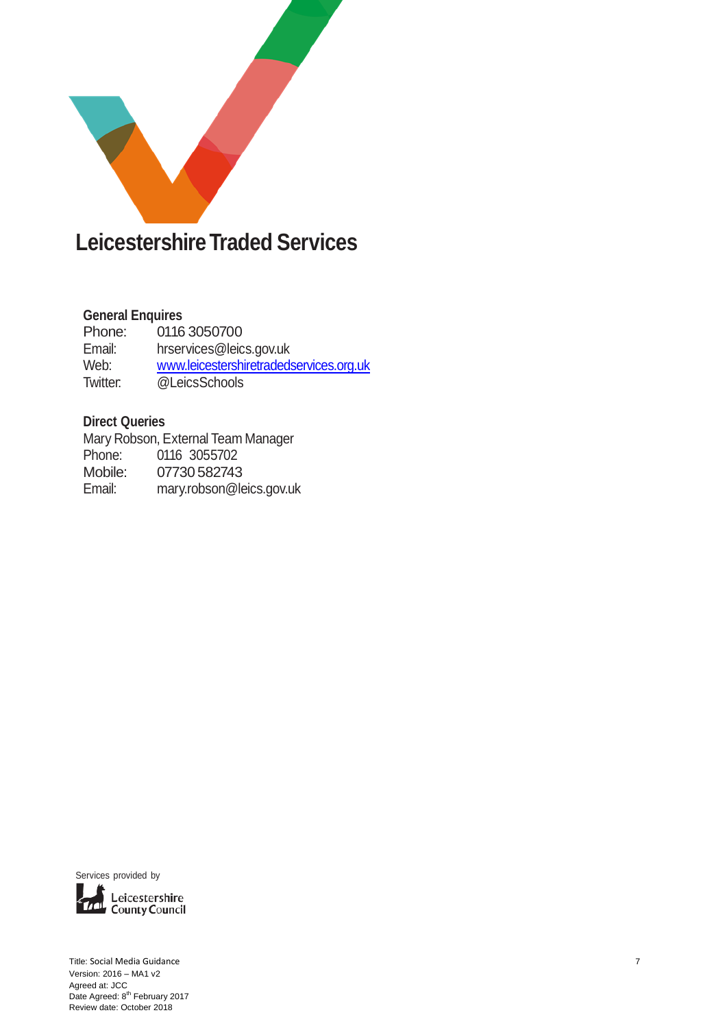# Leicestershire Traded Services

**General Enquires**

Phone: 0116 3050700
Email: hrservices@leics.gov.uk
Web: www.leicestershiretradedservices.org.uk
Twitter: @LeicsSchools

**Direct Queries**

Mary Robson, External Team Manager
Phone: 0116 3055702
Mobile: 07730 582743
Email: mary.robson@leics.gov.uk

Services provided by

Leicestershire County Council

Title: Social Media Guidance
Version: 2016 – MA1 v2
Agreed at: JCC
Date Agreed: 8th February 2017
Review date: October 2018